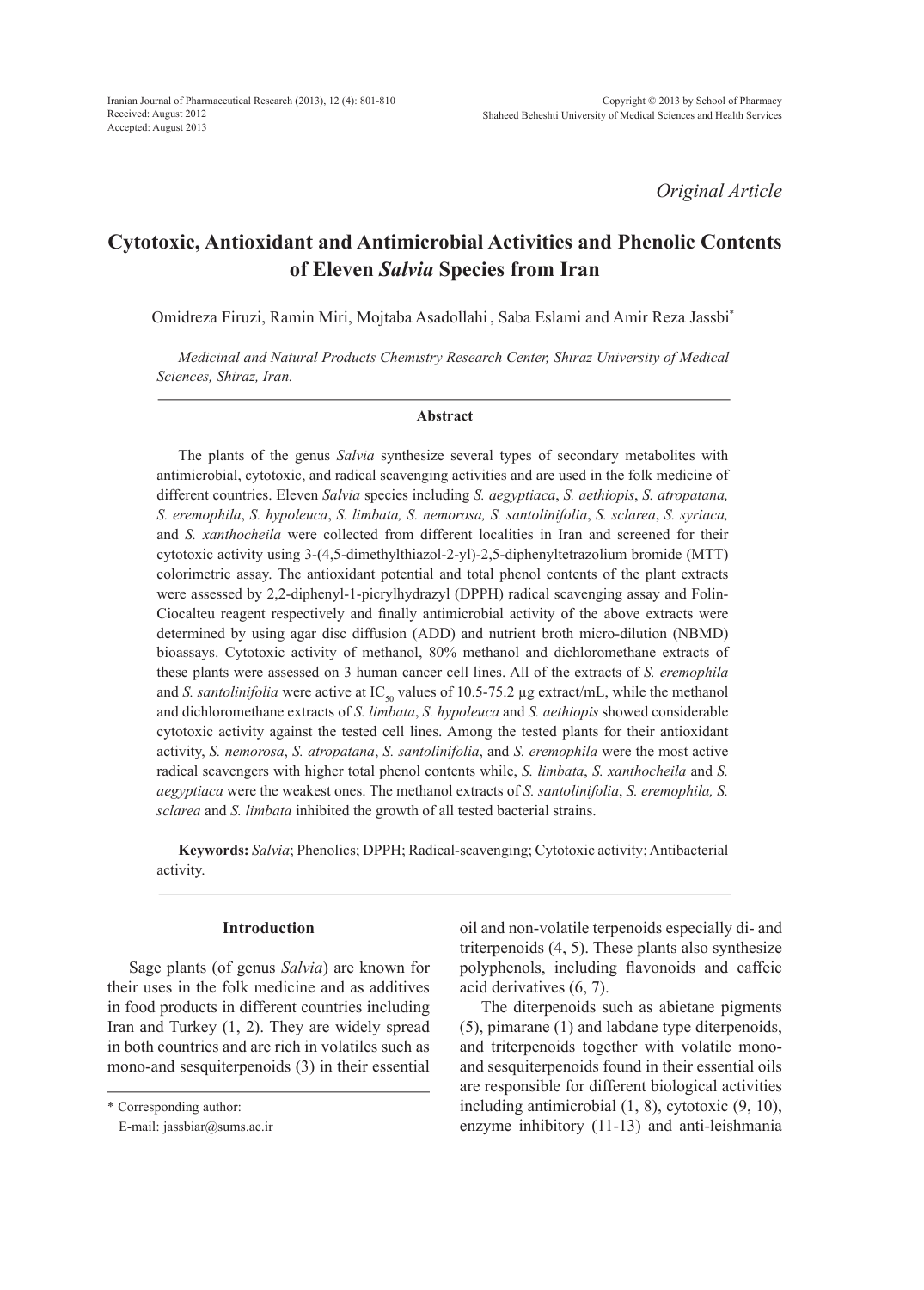*Original Article*

# Cytotoxic, Antioxidant and Antimicrobial Activities and Phenolic Contents of Eleven *Salvia* Species from Iran

Omidreza Firuzi, Ramin Miri, Mojtaba Asadollahi , Saba Eslami and Amir Reza Jassbi*

*Medicinal and Natural Products Chemistry Research Center, Shiraz University of Medical Sciences, Shiraz, Iran.*

### Abstract

The plants of the genus *Salvia* synthesize several types of secondary metabolites with antimicrobial, cytotoxic, and radical scavenging activities and are used in the folk medicine of different countries. Eleven *Salvia* species including *S. aegyptiaca*, *S. aethiopis*, *S. atropatana, S. eremophila*, *S. hypoleuca*, *S. limbata, S. nemorosa, S. santolinifolia*, *S. sclarea*, *S. syriaca,* and *S. xanthocheila* were collected from different localities in Iran and screened for their cytotoxic activity using 3-(4,5-dimethylthiazol-2-yl)-2,5-diphenyltetrazolium bromide (MTT) colorimetric assay. The antioxidant potential and total phenol contents of the plant extracts were assessed by 2,2-diphenyl-1-picrylhydrazyl (DPPH) radical scavenging assay and Folin-Ciocalteu reagent respectively and finally antimicrobial activity of the above extracts were determined by using agar disc diffusion (ADD) and nutrient broth micro-dilution (NBMD) bioassays. Cytotoxic activity of methanol, 80% methanol and dichloromethane extracts of these plants were assessed on 3 human cancer cell lines. All of the extracts of *S. eremophila* and *S. santolinifolia* were active at $IC_{50}$ values of 10.5-75.2 µg extract/mL, while the methanol and dichloromethane extracts of *S. limbata*, *S. hypoleuca* and *S. aethiopis* showed considerable cytotoxic activity against the tested cell lines. Among the tested plants for their antioxidant activity, *S. nemorosa*, *S. atropatana*, *S. santolinifolia*, and *S. eremophila* were the most active radical scavengers with higher total phenol contents while, *S. limbata*, *S. xanthocheila* and *S. aegyptiaca* were the weakest ones. The methanol extracts of *S. santolinifolia*, *S. eremophila, S. sclarea* and *S. limbata* inhibited the growth of all tested bacterial strains.

**Keywords:** *Salvia*; Phenolics; DPPH; Radical-scavenging; Cytotoxic activity; Antibacterial activity.

## Introduction

Sage plants (of genus *Salvia*) are known for their uses in the folk medicine and as additives in food products in different countries including Iran and Turkey (1, 2). They are widely spread in both countries and are rich in volatiles such as mono-and sesquiterpenoids (3) in their essential oil and non-volatile terpenoids especially di- and triterpenoids (4, 5). These plants also synthesize polyphenols, including flavonoids and caffeic acid derivatives (6, 7).

The diterpenoids such as abietane pigments (5), pimarane (1) and labdane type diterpenoids, and triterpenoids together with volatile mono- and sesquiterpenoids found in their essential oils are responsible for different biological activities including antimicrobial (1, 8), cytotoxic (9, 10), enzyme inhibitory (11-13) and anti-leishmania

* Corresponding author:
E-mail: jassbiar@sums.ac.ir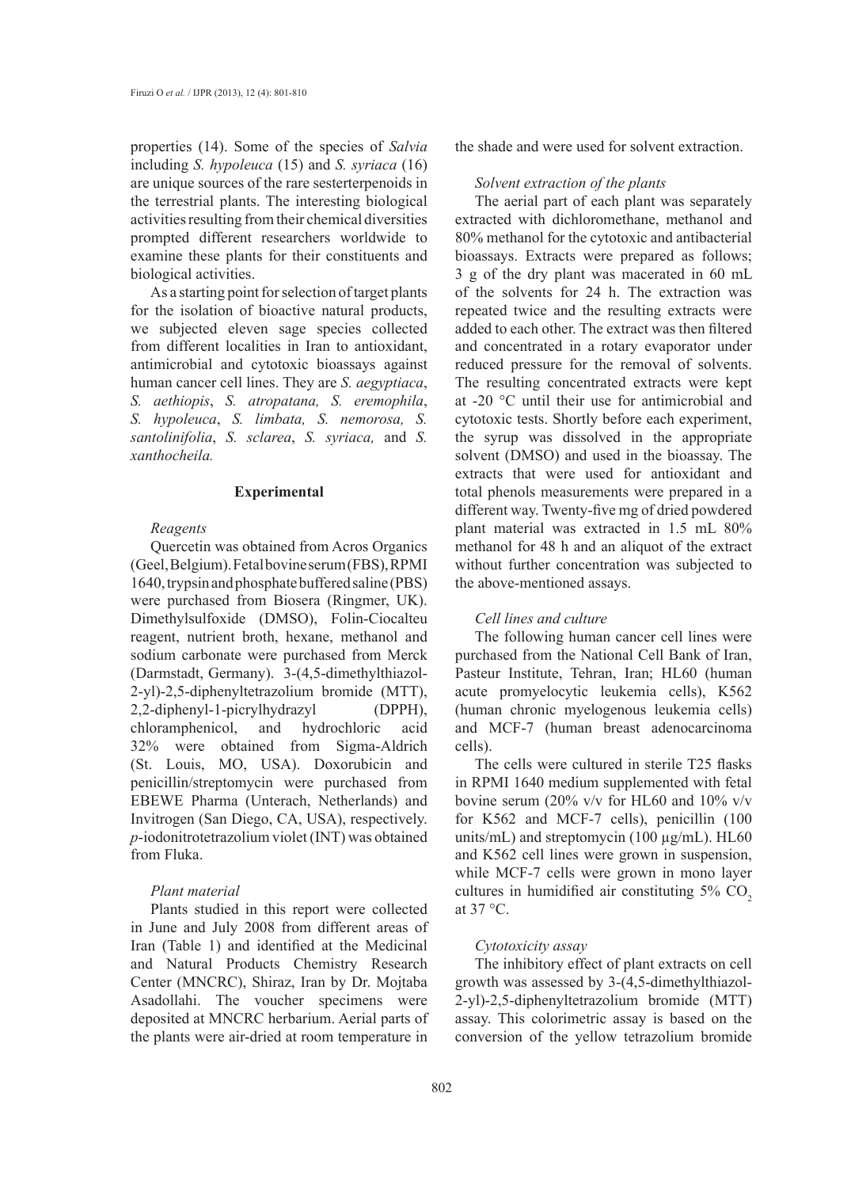properties (14). Some of the species of *Salvia* including *S. hypoleuca* (15) and *S. syriaca* (16) are unique sources of the rare sesterterpenoids in the terrestrial plants. The interesting biological activities resulting from their chemical diversities prompted different researchers worldwide to examine these plants for their constituents and biological activities.

As a starting point for selection of target plants for the isolation of bioactive natural products, we subjected eleven sage species collected from different localities in Iran to antioxidant, antimicrobial and cytotoxic bioassays against human cancer cell lines. They are *S. aegyptiaca*, *S. aethiopis*, *S. atropatana, S. eremophila*, *S. hypoleuca*, *S. limbata, S. nemorosa, S. santolinifolia*, *S. sclarea*, *S. syriaca,* and *S. xanthocheila.*

## Experimental

### *Reagents*

Quercetin was obtained from Acros Organics (Geel, Belgium). Fetal bovine serum (FBS), RPMI 1640, trypsin and phosphate buffered saline (PBS) were purchased from Biosera (Ringmer, UK). Dimethylsulfoxide (DMSO), Folin-Ciocalteu reagent, nutrient broth, hexane, methanol and sodium carbonate were purchased from Merck (Darmstadt, Germany). 3-(4,5-dimethylthiazol-2-yl)-2,5-diphenyltetrazolium bromide (MTT), 2,2-diphenyl-1-picrylhydrazyl (DPPH), chloramphenicol, and hydrochloric acid 32% were obtained from Sigma-Aldrich (St. Louis, MO, USA). Doxorubicin and penicillin/streptomycin were purchased from EBEWE Pharma (Unterach, Netherlands) and Invitrogen (San Diego, CA, USA), respectively. *p*-iodonitrotetrazolium violet (INT) was obtained from Fluka.

### *Plant material*

Plants studied in this report were collected in June and July 2008 from different areas of Iran (Table 1) and identified at the Medicinal and Natural Products Chemistry Research Center (MNCRC), Shiraz, Iran by Dr. Mojtaba Asadollahi. The voucher specimens were deposited at MNCRC herbarium. Aerial parts of the plants were air-dried at room temperature in the shade and were used for solvent extraction.

### *Solvent extraction of the plants*

The aerial part of each plant was separately extracted with dichloromethane, methanol and 80% methanol for the cytotoxic and antibacterial bioassays. Extracts were prepared as follows; 3 g of the dry plant was macerated in 60 mL of the solvents for 24 h. The extraction was repeated twice and the resulting extracts were added to each other. The extract was then filtered and concentrated in a rotary evaporator under reduced pressure for the removal of solvents. The resulting concentrated extracts were kept at -20 °C until their use for antimicrobial and cytotoxic tests. Shortly before each experiment, the syrup was dissolved in the appropriate solvent (DMSO) and used in the bioassay. The extracts that were used for antioxidant and total phenols measurements were prepared in a different way. Twenty-five mg of dried powdered plant material was extracted in 1.5 mL 80% methanol for 48 h and an aliquot of the extract without further concentration was subjected to the above-mentioned assays.

### *Cell lines and culture*

The following human cancer cell lines were purchased from the National Cell Bank of Iran, Pasteur Institute, Tehran, Iran; HL60 (human acute promyelocytic leukemia cells), K562 (human chronic myelogenous leukemia cells) and MCF-7 (human breast adenocarcinoma cells).

The cells were cultured in sterile T25 flasks in RPMI 1640 medium supplemented with fetal bovine serum (20% v/v for HL60 and 10% v/v for K562 and MCF-7 cells), penicillin (100 units/mL) and streptomycin (100 µg/mL). HL60 and K562 cell lines were grown in suspension, while MCF-7 cells were grown in mono layer cultures in humidified air constituting 5% $CO_2$ at 37 °C.

### *Cytotoxicity assay*

The inhibitory effect of plant extracts on cell growth was assessed by 3-(4,5-dimethylthiazol-2-yl)-2,5-diphenyltetrazolium bromide (MTT) assay. This colorimetric assay is based on the conversion of the yellow tetrazolium bromide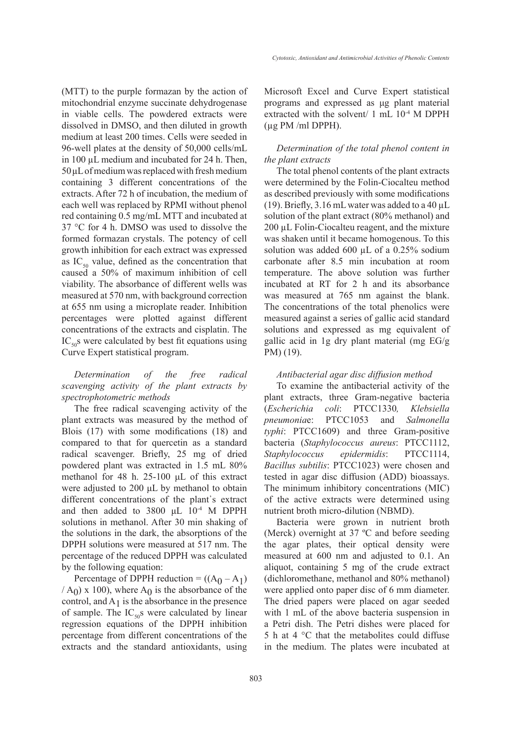(MTT) to the purple formazan by the action of mitochondrial enzyme succinate dehydrogenase in viable cells. The powdered extracts were dissolved in DMSO, and then diluted in growth medium at least 200 times. Cells were seeded in 96-well plates at the density of 50,000 cells/mL in 100 µL medium and incubated for 24 h. Then, 50 µL of medium was replaced with fresh medium containing 3 different concentrations of the extracts. After 72 h of incubation, the medium of each well was replaced by RPMI without phenol red containing 0.5 mg/mL MTT and incubated at 37 °C for 4 h. DMSO was used to dissolve the formed formazan crystals. The potency of cell growth inhibition for each extract was expressed as $IC_{50}$ value, defined as the concentration that caused a 50% of maximum inhibition of cell viability. The absorbance of different wells was measured at 570 nm, with background correction at 655 nm using a microplate reader. Inhibition percentages were plotted against different concentrations of the extracts and cisplatin. The $IC_{50}$s were calculated by best fit equations using Curve Expert statistical program.

*Determination of the free radical scavenging activity of the plant extracts by spectrophotometric methods*

The free radical scavenging activity of the plant extracts was measured by the method of Blois (17) with some modifications (18) and compared to that for quercetin as a standard radical scavenger. Briefly, 25 mg of dried powdered plant was extracted in 1.5 mL 80% methanol for 48 h. 25-100 µL of this extract were adjusted to 200 µL by methanol to obtain different concentrations of the plant's extract and then added to 3800 µL $10^{-4}$ M DPPH solutions in methanol. After 30 min shaking of the solutions in the dark, the absorptions of the DPPH solutions were measured at 517 nm. The percentage of the reduced DPPH was calculated by the following equation:

Percentage of DPPH reduction = $((A_0 - A_1) / A_0) \times 100$), where $A_0$ is the absorbance of the control, and $A_1$ is the absorbance in the presence of sample. The $IC_{50}$s were calculated by linear regression equations of the DPPH inhibition percentage from different concentrations of the extracts and the standard antioxidants, using Microsoft Excel and Curve Expert statistical programs and expressed as µg plant material extracted with the solvent/ 1 mL $10^{-4}$ M DPPH (µg PM /ml DPPH).

*Determination of the total phenol content in the plant extracts*

The total phenol contents of the plant extracts were determined by the Folin-Ciocalteu method as described previously with some modifications (19). Briefly, 3.16 mL water was added to a 40 µL solution of the plant extract (80% methanol) and 200 µL Folin-Ciocalteu reagent, and the mixture was shaken until it became homogenous. To this solution was added 600 µL of a 0.25% sodium carbonate after 8.5 min incubation at room temperature. The above solution was further incubated at RT for 2 h and its absorbance was measured at 765 nm against the blank. The concentrations of the total phenolics were measured against a series of gallic acid standard solutions and expressed as mg equivalent of gallic acid in 1g dry plant material (mg EG/g PM) (19).

*Antibacterial agar disc diffusion method*

To examine the antibacterial activity of the plant extracts, three Gram-negative bacteria (*Escherichia coli*: PTCC1330*, Klebsiella pneumonia*e: PTCC1053 and *Salmonella typhi*: PTCC1609) and three Gram-positive bacteria (*Staphylococcus aureus*: PTCC1112, *Staphylococcus epidermidis*: PTCC1114, *Bacillus subtilis*: PTCC1023) were chosen and tested in agar disc diffusion (ADD) bioassays. The minimum inhibitory concentrations (MIC) of the active extracts were determined using nutrient broth micro-dilution (NBMD).

Bacteria were grown in nutrient broth (Merck) overnight at 37 ºC and before seeding the agar plates, their optical density were measured at 600 nm and adjusted to 0.1. An aliquot, containing 5 mg of the crude extract (dichloromethane, methanol and 80% methanol) were applied onto paper disc of 6 mm diameter. The dried papers were placed on agar seeded with 1 mL of the above bacteria suspension in a Petri dish. The Petri dishes were placed for 5 h at 4 °C that the metabolites could diffuse in the medium. The plates were incubated at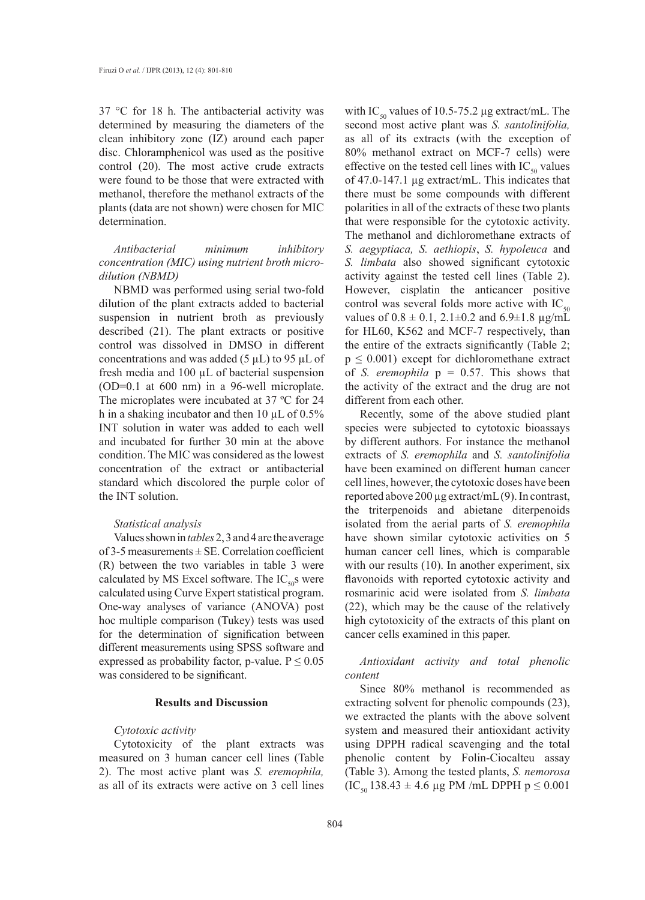37 °C for 18 h. The antibacterial activity was determined by measuring the diameters of the clean inhibitory zone (IZ) around each paper disc. Chloramphenicol was used as the positive control (20). The most active crude extracts were found to be those that were extracted with methanol, therefore the methanol extracts of the plants (data are not shown) were chosen for MIC determination.

*Antibacterial minimum inhibitory concentration (MIC) using nutrient broth micro-dilution (NBMD)*

NBMD was performed using serial two-fold dilution of the plant extracts added to bacterial suspension in nutrient broth as previously described (21). The plant extracts or positive control was dissolved in DMSO in different concentrations and was added (5 µL) to 95 µL of fresh media and 100 µL of bacterial suspension (OD=0.1 at 600 nm) in a 96-well microplate. The microplates were incubated at 37 ºC for 24 h in a shaking incubator and then 10 µL of 0.5% INT solution in water was added to each well and incubated for further 30 min at the above condition. The MIC was considered as the lowest concentration of the extract or antibacterial standard which discolored the purple color of the INT solution.

*Statistical analysis*

Values shown in *tables* 2, 3 and 4 are the average of 3-5 measurements ± SE. Correlation coefficient (R) between the two variables in table 3 were calculated by MS Excel software. The $IC_{50}$s were calculated using Curve Expert statistical program. One-way analyses of variance (ANOVA) post hoc multiple comparison (Tukey) tests was used for the determination of signification between different measurements using SPSS software and expressed as probability factor, p-value. $P \leq 0.05$ was considered to be significant.

## Results and Discussion

*Cytotoxic activity*

Cytotoxicity of the plant extracts was measured on 3 human cancer cell lines (Table 2). The most active plant was *S. eremophila,* as all of its extracts were active on 3 cell lines with $IC_{50}$ values of 10.5-75.2 µg extract/mL. The second most active plant was *S. santolinifolia,* as all of its extracts (with the exception of 80% methanol extract on MCF-7 cells) were effective on the tested cell lines with $IC_{50}$ values of 47.0-147.1 µg extract/mL. This indicates that there must be some compounds with different polarities in all of the extracts of these two plants that were responsible for the cytotoxic activity. The methanol and dichloromethane extracts of *S. aegyptiaca, S. aethiopis*, *S. hypoleuca* and *S. limbata* also showed significant cytotoxic activity against the tested cell lines (Table 2). However, cisplatin the anticancer positive control was several folds more active with $IC_{50}$ values of 0.8 ± 0.1, 2.1±0.2 and 6.9±1.8 µg/mL for HL60, K562 and MCF-7 respectively, than the entire of the extracts significantly (Table 2; $p \leq 0.001$) except for dichloromethane extract of *S. eremophila* $p = 0.57$. This shows that the activity of the extract and the drug are not different from each other.

Recently, some of the above studied plant species were subjected to cytotoxic bioassays by different authors. For instance the methanol extracts of *S. eremophila* and *S. santolinifolia* have been examined on different human cancer cell lines, however, the cytotoxic doses have been reported above 200 µg extract/mL (9). In contrast, the triterpenoids and abietane diterpenoids isolated from the aerial parts of *S. eremophila* have shown similar cytotoxic activities on 5 human cancer cell lines, which is comparable with our results (10). In another experiment, six flavonoids with reported cytotoxic activity and rosmarinic acid were isolated from *S. limbata* (22), which may be the cause of the relatively high cytotoxicity of the extracts of this plant on cancer cells examined in this paper.

*Antioxidant activity and total phenolic content*

Since 80% methanol is recommended as extracting solvent for phenolic compounds (23), we extracted the plants with the above solvent system and measured their antioxidant activity using DPPH radical scavenging and the total phenolic content by Folin-Ciocalteu assay (Table 3). Among the tested plants, *S. nemorosa* ($IC_{50}$ 138.43 ± 4.6 µg PM /mL DPPH $p \leq 0.001$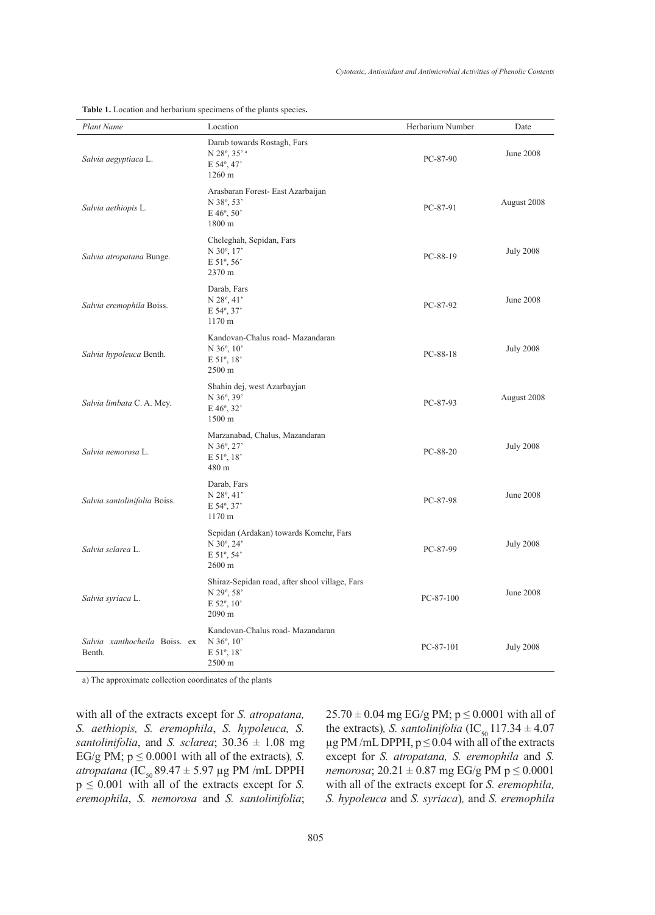**Table 1.** Location and herbarium specimens of the plants species**.**

| *Plant Name* | Location | Herbarium Number | Date |
|---|---|---|---|
| *Salvia aegyptiaca* L. | Darab towards Rostagh, Fars N 28º, 35' [a] E 54º, 47' 1260 m | PC-87-90 | June 2008 |
| *Salvia aethiopis* L. | Arasbaran Forest- East Azarbaijan N 38º, 53' E 46º, 50' 1800 m | PC-87-91 | August 2008 |
| *Salvia atropatana* Bunge. | Cheleghah, Sepidan, Fars N 30º, 17' E 51º, 56' 2370 m | PC-88-19 | July 2008 |
| *Salvia eremophila* Boiss. | Darab, Fars N 28º, 41' E 54º, 37' 1170 m | PC-87-92 | June 2008 |
| *Salvia hypoleuca* Benth. | Kandovan-Chalus road- Mazandaran N 36º, 10' E 51º, 18' 2500 m | PC-88-18 | July 2008 |
| *Salvia limbata* C. A. Mey. | Shahin dej, west Azarbayjan N 36º, 39' E 46º, 32' 1500 m | PC-87-93 | August 2008 |
| *Salvia nemorosa* L. | Marzanabad, Chalus, Mazandaran N 36º, 27' E 51º, 18' 480 m | PC-88-20 | July 2008 |
| *Salvia santolinifolia* Boiss. | Darab, Fars N 28º, 41' E 54º, 37' 1170 m | PC-87-98 | June 2008 |
| *Salvia sclarea* L. | Sepidan (Ardakan) towards Komehr, Fars N 30º, 24' E 51º, 54' 2600 m | PC-87-99 | July 2008 |
| *Salvia syriaca* L. | Shiraz-Sepidan road, after shool village, Fars N 29º, 58' E 52º, 10' 2090 m | PC-87-100 | June 2008 |
| *Salvia xanthocheila* Boiss. ex Benth. | Kandovan-Chalus road- Mazandaran N 36º, 10' E 51º, 18' 2500 m | PC-87-101 | July 2008 |

a) The approximate collection coordinates of the plants

with all of the extracts except for *S. atropatana, S. aethiopis, S. eremophila*, *S. hypoleuca, S. santolinifolia*, and *S. sclarea*; $30.36 \pm 1.08$ mg EG/g PM; $p \leq 0.0001$ with all of the extracts)*, S. atropatana* ($IC_{50}$ $89.47 \pm 5.97$ µg PM /mL DPPH $p \leq 0.001$ with all of the extracts except for *S. eremophila*, *S. nemorosa* and *S. santolinifolia*; $25.70 \pm 0.04$ mg EG/g PM; $p \leq 0.0001$ with all of the extracts)*, S. santolinifolia* ($IC_{50}$ $117.34 \pm 4.07$ µg PM /mL DPPH, $p \leq 0.04$ with all of the extracts except for *S. atropatana, S. eremophila* and *S. nemorosa*; $20.21 \pm 0.87$ mg EG/g PM $p \leq 0.0001$ with all of the extracts except for *S. eremophila, S. hypoleuca* and *S. syriaca*)*,* and *S. eremophila*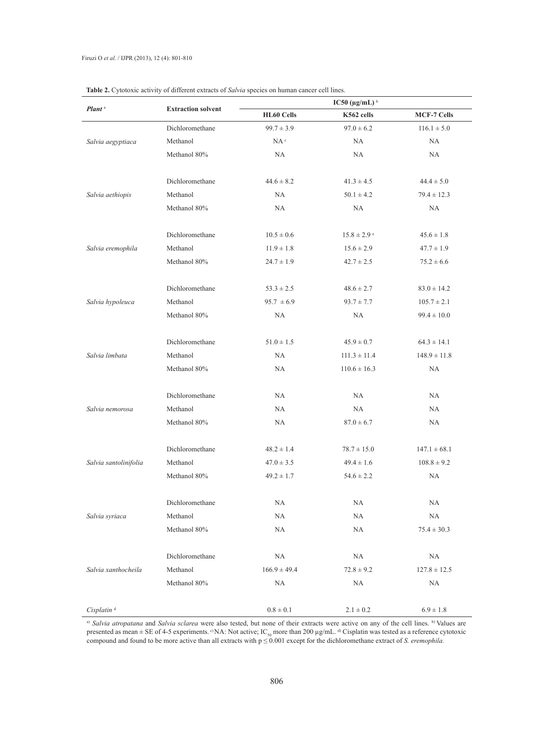**Table 2.** Cytotoxic activity of different extracts of *Salvia* species on human cancer cell lines.

| *Plant* [a] | Extraction solvent | IC50 (μg/mL) [b] | | |
|---|---|---|---|---|
| | | HL60 Cells | K562 cells | MCF-7 Cells |
| *Salvia aegyptiaca* | Dichloromethane | 99.7 ± 3.9 | 97.0 ± 6.2 | 116.1 ± 5.0 |
| | Methanol | NA [c] | NA | NA |
| | Methanol 80% | NA | NA | NA |
| *Salvia aethiopis* | Dichloromethane | 44.6 ± 8.2 | 41.3 ± 4.5 | 44.4 ± 5.0 |
| | Methanol | NA | 50.1 ± 4.2 | 79.4 ± 12.3 |
| | Methanol 80% | NA | NA | NA |
| *Salvia eremophila* | Dichloromethane | 10.5 ± 0.6 | 15.8 ± 2.9 [e] | 45.6 ± 1.8 |
| | Methanol | 11.9 ± 1.8 | 15.6 ± 2.9 | 47.7 ± 1.9 |
| | Methanol 80% | 24.7 ± 1.9 | 42.7 ± 2.5 | 75.2 ± 6.6 |
| *Salvia hypoleuca* | Dichloromethane | 53.3 ± 2.5 | 48.6 ± 2.7 | 83.0 ± 14.2 |
| | Methanol | 95.7 ± 6.9 | 93.7 ± 7.7 | 105.7 ± 2.1 |
| | Methanol 80% | NA | NA | 99.4 ± 10.0 |
| *Salvia limbata* | Dichloromethane | 51.0 ± 1.5 | 45.9 ± 0.7 | 64.3 ± 14.1 |
| | Methanol | NA | 111.3 ± 11.4 | 148.9 ± 11.8 |
| | Methanol 80% | NA | 110.6 ± 16.3 | NA |
| *Salvia nemorosa* | Dichloromethane | NA | NA | NA |
| | Methanol | NA | NA | NA |
| | Methanol 80% | NA | 87.0 ± 6.7 | NA |
| *Salvia santolinifolia* | Dichloromethane | 48.2 ± 1.4 | 78.7 ± 15.0 | 147.1 ± 68.1 |
| | Methanol | 47.0 ± 3.5 | 49.4 ± 1.6 | 108.8 ± 9.2 |
| | Methanol 80% | 49.2 ± 1.7 | 54.6 ± 2.2 | NA |
| *Salvia syriaca* | Dichloromethane | NA | NA | NA |
| | Methanol | NA | NA | NA |
| | Methanol 80% | NA | NA | 75.4 ± 30.3 |
| *Salvia xanthocheila* | Dichloromethane | NA | NA | NA |
| | Methanol | 166.9 ± 49.4 | 72.8 ± 9.2 | 127.8 ± 12.5 |
| | Methanol 80% | NA | NA | NA |
| *Cisplatin* [d] | | 0.8 ± 0.1 | 2.1 ± 0.2 | 6.9 ± 1.8 |

[a] *Salvia atropatana* and *Salvia sclarea* were also tested, but none of their extracts were active on any of the cell lines. [b] Values are presented as mean ± SE of 4-5 experiments. [c] NA: Not active; $IC_{50}$ more than 200 μg/mL. [d] Cisplatin was tested as a reference cytotoxic compound and found to be more active than all extracts with $p \leq 0.001$ except for the dichloromethane extract of *S. eremophila.*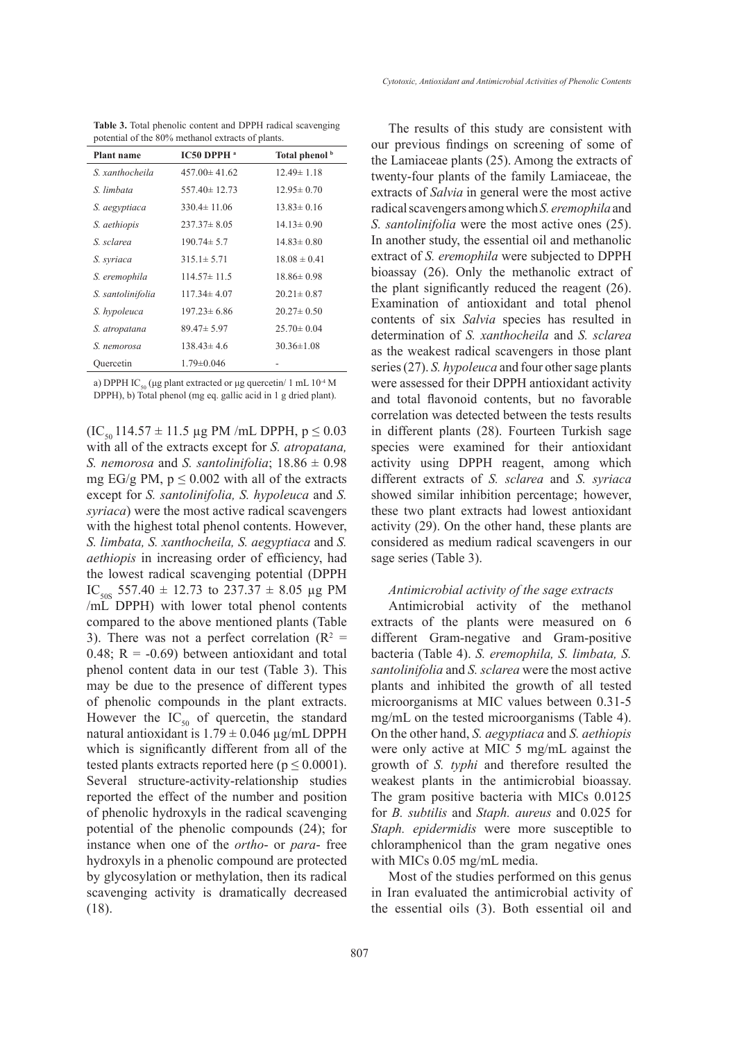**Table 3.** Total phenolic content and DPPH radical scavenging potential of the 80% methanol extracts of plants.

| Plant name | IC50 DPPH [a] | Total phenol [b] |
|---|---|---|
| *S. xanthocheila* | 457.00± 41.62 | 12.49± 1.18 |
| *S. limbata* | 557.40± 12.73 | 12.95± 0.70 |
| *S. aegyptiaca* | 330.4± 11.06 | 13.83± 0.16 |
| *S. aethiopis* | 237.37± 8.05 | 14.13± 0.90 |
| *S. sclarea* | 190.74± 5.7 | 14.83± 0.80 |
| *S. syriaca* | 315.1± 5.71 | 18.08 ± 0.41 |
| *S. eremophila* | 114.57± 11.5 | 18.86± 0.98 |
| *S. santolinifolia* | 117.34± 4.07 | 20.21± 0.87 |
| *S. hypoleuca* | 197.23± 6.86 | 20.27± 0.50 |
| *S. atropatana* | 89.47± 5.97 | 25.70± 0.04 |
| *S. nemorosa* | 138.43± 4.6 | 30.36±1.08 |
| Quercetin | 1.79±0.046 | - |

a) DPPH $IC_{50}$ (μg plant extracted or μg quercetin/ 1 mL $10^{-4}$ M DPPH), b) Total phenol (mg eq. gallic acid in 1 g dried plant).

($IC_{50}$ 114.57 ± 11.5 μg PM /mL DPPH, $p \leq 0.03$ with all of the extracts except for *S. atropatana, S. nemorosa* and *S. santolinifolia*; 18.86 ± 0.98 mg EG/g PM, $p \leq 0.002$ with all of the extracts except for *S. santolinifolia, S. hypoleuca* and *S. syriaca*) were the most active radical scavengers with the highest total phenol contents. However, *S. limbata, S. xanthocheila, S. aegyptiaca* and *S. aethiopis* in increasing order of efficiency, had the lowest radical scavenging potential (DPPH $IC_{50S}$ 557.40 ± 12.73 to 237.37 ± 8.05 μg PM /mL DPPH) with lower total phenol contents compared to the above mentioned plants (Table 3). There was not a perfect correlation ($R^2$ = 0.48; R = -0.69) between antioxidant and total phenol content data in our test (Table 3). This may be due to the presence of different types of phenolic compounds in the plant extracts. However the $IC_{50}$ of quercetin, the standard natural antioxidant is 1.79 ± 0.046 μg/mL DPPH which is significantly different from all of the tested plants extracts reported here ($p \leq 0.0001$). Several structure-activity-relationship studies reported the effect of the number and position of phenolic hydroxyls in the radical scavenging potential of the phenolic compounds (24); for instance when one of the *ortho*- or *para*- free hydroxyls in a phenolic compound are protected by glycosylation or methylation, then its radical scavenging activity is dramatically decreased (18).

The results of this study are consistent with our previous findings on screening of some of the Lamiaceae plants (25). Among the extracts of twenty-four plants of the family Lamiaceae, the extracts of *Salvia* in general were the most active radical scavengers among which *S. eremophila* and *S. santolinifolia* were the most active ones (25). In another study, the essential oil and methanolic extract of *S. eremophila* were subjected to DPPH bioassay (26). Only the methanolic extract of the plant significantly reduced the reagent (26). Examination of antioxidant and total phenol contents of six *Salvia* species has resulted in determination of *S. xanthocheila* and *S. sclarea* as the weakest radical scavengers in those plant series (27). *S. hypoleuca* and four other sage plants were assessed for their DPPH antioxidant activity and total flavonoid contents, but no favorable correlation was detected between the tests results in different plants (28). Fourteen Turkish sage species were examined for their antioxidant activity using DPPH reagent, among which different extracts of *S. sclarea* and *S. syriaca* showed similar inhibition percentage; however, these two plant extracts had lowest antioxidant activity (29). On the other hand, these plants are considered as medium radical scavengers in our sage series (Table 3).

### *Antimicrobial activity of the sage extracts*

Antimicrobial activity of the methanol extracts of the plants were measured on 6 different Gram-negative and Gram-positive bacteria (Table 4). *S. eremophila, S. limbata, S. santolinifolia* and *S. sclarea* were the most active plants and inhibited the growth of all tested microorganisms at MIC values between 0.31-5 mg/mL on the tested microorganisms (Table 4). On the other hand, *S. aegyptiaca* and *S. aethiopis* were only active at MIC 5 mg/mL against the growth of *S. typhi* and therefore resulted the weakest plants in the antimicrobial bioassay. The gram positive bacteria with MICs 0.0125 for *B. subtilis* and *Staph. aureus* and 0.025 for *Staph. epidermidis* were more susceptible to chloramphenicol than the gram negative ones with MICs 0.05 mg/mL media.

Most of the studies performed on this genus in Iran evaluated the antimicrobial activity of the essential oils (3). Both essential oil and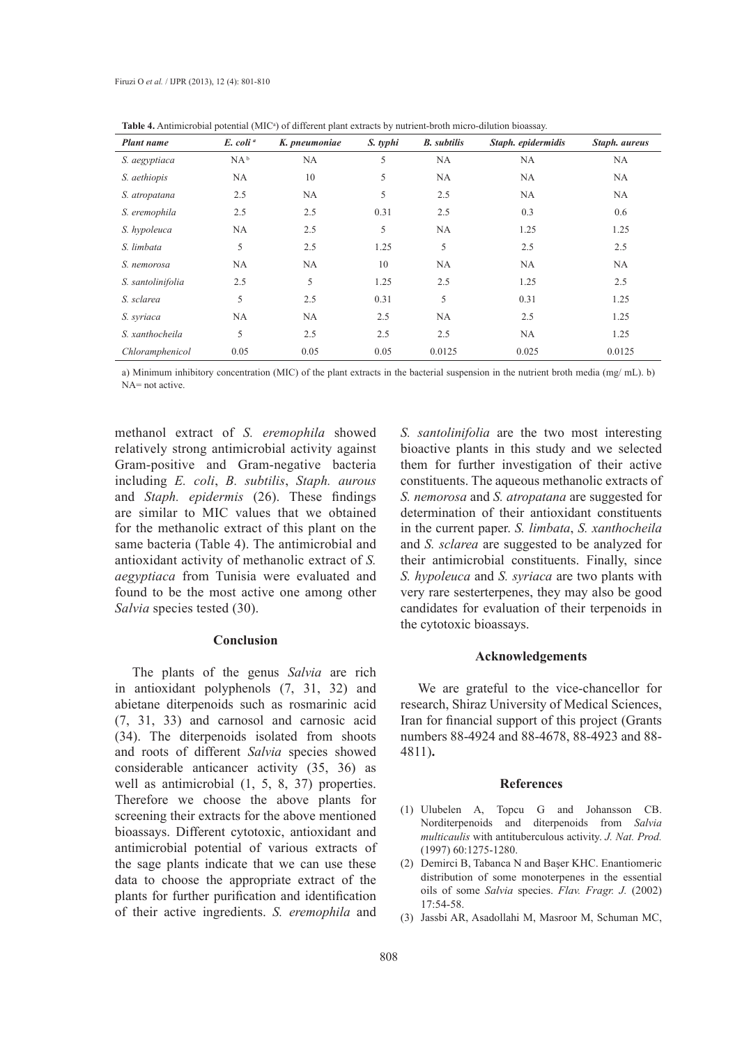**Table 4.** Antimicrobial potential (MIC[a]) of different plant extracts by nutrient-broth micro-dilution bioassay.

| *Plant name* | *E. coli* [a] | *K. pneumoniae* | *S. typhi* | *B. subtilis* | *Staph. epidermidis* | *Staph. aureus* |
|---|---|---|---|---|---|---|
| *S. aegyptiaca* | NA [b] | NA | 5 | NA | NA | NA |
| *S. aethiopis* | NA | 10 | 5 | NA | NA | NA |
| *S. atropatana* | 2.5 | NA | 5 | 2.5 | NA | NA |
| *S. eremophila* | 2.5 | 2.5 | 0.31 | 2.5 | 0.3 | 0.6 |
| *S. hypoleuca* | NA | 2.5 | 5 | NA | 1.25 | 1.25 |
| *S. limbata* | 5 | 2.5 | 1.25 | 5 | 2.5 | 2.5 |
| *S. nemorosa* | NA | NA | 10 | NA | NA | NA |
| *S. santolinifolia* | 2.5 | 5 | 1.25 | 2.5 | 1.25 | 2.5 |
| *S. sclarea* | 5 | 2.5 | 0.31 | 5 | 0.31 | 1.25 |
| *S. syriaca* | NA | NA | 2.5 | NA | 2.5 | 1.25 |
| *S. xanthocheila* | 5 | 2.5 | 2.5 | 2.5 | NA | 1.25 |
| *Chloramphenicol* | 0.05 | 0.05 | 0.05 | 0.0125 | 0.025 | 0.0125 |

a) Minimum inhibitory concentration (MIC) of the plant extracts in the bacterial suspension in the nutrient broth media (mg/ mL). b) NA= not active.

methanol extract of *S. eremophila* showed relatively strong antimicrobial activity against Gram-positive and Gram-negative bacteria including *E. coli*, *B. subtilis*, *Staph. aurous* and *Staph. epidermis* (26). These findings are similar to MIC values that we obtained for the methanolic extract of this plant on the same bacteria (Table 4). The antimicrobial and antioxidant activity of methanolic extract of *S. aegyptiaca* from Tunisia were evaluated and found to be the most active one among other *Salvia* species tested (30).

## Conclusion

The plants of the genus *Salvia* are rich in antioxidant polyphenols (7, 31, 32) and abietane diterpenoids such as rosmarinic acid (7, 31, 33) and carnosol and carnosic acid (34). The diterpenoids isolated from shoots and roots of different *Salvia* species showed considerable anticancer activity (35, 36) as well as antimicrobial (1, 5, 8, 37) properties. Therefore we choose the above plants for screening their extracts for the above mentioned bioassays. Different cytotoxic, antioxidant and antimicrobial potential of various extracts of the sage plants indicate that we can use these data to choose the appropriate extract of the plants for further purification and identification of their active ingredients. *S. eremophila* and *S. santolinifolia* are the two most interesting bioactive plants in this study and we selected them for further investigation of their active constituents. The aqueous methanolic extracts of *S. nemorosa* and *S. atropatana* are suggested for determination of their antioxidant constituents in the current paper. *S. limbata*, *S. xanthocheila* and *S. sclarea* are suggested to be analyzed for their antimicrobial constituents. Finally, since *S. hypoleuca* and *S. syriaca* are two plants with very rare sesterterpenes, they may also be good candidates for evaluation of their terpenoids in the cytotoxic bioassays.

## Acknowledgements

We are grateful to the vice-chancellor for research, Shiraz University of Medical Sciences, Iran for financial support of this project (Grants numbers 88-4924 and 88-4678, 88-4923 and 88-4811)**.**

## References

(1) Ulubelen A, Topcu G and Johansson CB. Norditerpenoids and diterpenoids from *Salvia multicaulis* with antituberculous activity. *J. Nat. Prod.* (1997) 60:1275-1280.

(2) Demirci B, Tabanca N and Başer KHC. Enantiomeric distribution of some monoterpenes in the essential oils of some *Salvia* species. *Flav. Fragr. J.* (2002) 17:54-58.

(3) Jassbi AR, Asadollahi M, Masroor M, Schuman MC,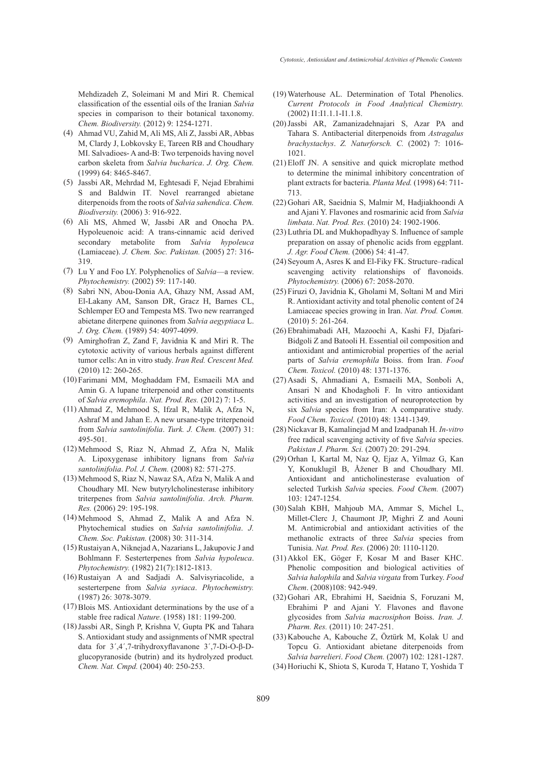Mehdizadeh Z, Soleimani M and Miri R. Chemical classification of the essential oils of the Iranian *Salvia* species in comparison to their botanical taxonomy. *Chem. Biodiversity.* (2012) 9: 1254-1271.

(4) Ahmad VU, Zahid M, Ali MS, Ali Z, Jassbi AR, Abbas M, Clardy J, Lobkovsky E, Tareen RB and Choudhary MI. Salvadioes- A and-B: Two terpenoids having novel carbon skeleta from *Salvia bucharica*. *J. Org. Chem.* (1999) 64: 8465-8467.

(5) Jassbi AR, Mehrdad M, Eghtesadi F, Nejad Ebrahimi S and Baldwin IT. Novel rearranged abietane diterpenoids from the roots of *Salvia sahendica*. *Chem. Biodiversity.* (2006) 3: 916-922.

(6) Ali MS, Ahmed W, Jassbi AR and Onocha PA. Hypoleuenoic acid: A trans-cinnamic acid derived secondary metabolite from *Salvia hypoleuca* (Lamiaceae). *J. Chem. Soc. Pakistan.* (2005) 27: 316-319.

(7) Lu Y and Foo LY. Polyphenolics of *Salvia*—a review. *Phytochemistry.* (2002) 59: 117-140.

(8) Sabri NN, Abou-Donia AA, Ghazy NM, Assad AM, El-Lakany AM, Sanson DR, Gracz H, Barnes CL, Schlemper EO and Tempesta MS. Two new rearranged abietane diterpene quinones from *Salvia aegyptiaca* L. *J. Org. Chem.* (1989) 54: 4097-4099.

(9) Amirghofran Z, Zand F, Javidnia K and Miri R. The cytotoxic activity of various herbals against different tumor cells: An in vitro study. *Iran Red. Crescent Med.* (2010) 12: 260-265.

(10) Farimani MM, Moghaddam FM, Esmaeili MA and Amin G. A lupane triterpenoid and other constituents of *Salvia eremophila*. *Nat. Prod. Res.* (2012) 7: 1-5.

(11) Ahmad Z, Mehmood S, Ifzal R, Malik A, Afza N, Ashraf M and Jahan E. A new ursane-type triterpenoid from *Salvia santolinifolia*. *Turk. J. Chem.* (2007) 31: 495-501.

(12) Mehmood S, Riaz N, Ahmad Z, Afza N, Malik A. Lipoxygenase inhibitory lignans from *Salvia santolinifolia*. *Pol. J. Chem.* (2008) 82: 571-275.

(13) Mehmood S, Riaz N, Nawaz SA, Afza N, Malik A and Choudhary MI. New butyrylcholinesterase inhibitory triterpenes from *Salvia santolinifolia*. *Arch. Pharm. Res.* (2006) 29: 195-198.

(14) Mehmood S, Ahmad Z, Malik A and Afza N. Phytochemical studies on *Salvia santolinifolia*. *J. Chem. Soc. Pakistan.* (2008) 30: 311-314.

(15) Rustaiyan A, Niknejad A, Nazarians L, Jakupovic J and Bohlmann F. Sesterterpenes from *Salvia hypoleuca*. *Phytochemistry.* (1982) 21(7):1812-1813.

(16) Rustaiyan A and Sadjadi A. Salvisyriacolide, a sesterterpene from *Salvia syriaca*. *Phytochemistry.* (1987) 26: 3078-3079.

(17) Blois MS. Antioxidant determinations by the use of a stable free radical *Nature.* (1958) 181: 1199-200.

(18) Jassbi AR, Singh P, Krishna V, Gupta PK and Tahara S. Antioxidant study and assignments of NMR spectral data for 3´,4´,7-trihydroxyflavanone 3´,7-Di-O-β-D-glucopyranoside (butrin) and its hydrolyzed product*.* *Chem. Nat. Cmpd.* (2004) 40: 250-253.

(19) Waterhouse AL. Determination of Total Phenolics. *Current Protocols in Food Analytical Chemistry.* (2002) I1:I1.1.1-I1.1.8.

(20) Jassbi AR, Zamanizadehnajari S, Azar PA and Tahara S. Antibacterial diterpenoids from *Astragalus brachystachys*. *Z. Naturforsch. C.* (2002) 7: 1016-1021.

(21) Eloff JN. A sensitive and quick microplate method to determine the minimal inhibitory concentration of plant extracts for bacteria. *Planta Med.* (1998) 64: 711-713.

(22) Gohari AR, Saeidnia S, Malmir M, Hadjiakhoondi A and Ajani Y. Flavones and rosmarinic acid from *Salvia limbata*. *Nat. Prod. Res.* (2010) 24: 1902-1906.

(23) Luthria DL and Mukhopadhyay S. Influence of sample preparation on assay of phenolic acids from eggplant. *J. Agr. Food Chem.* (2006) 54: 41-47.

(24) Seyoum A, Asres K and El-Fiky FK. Structure–radical scavenging activity relationships of flavonoids. *Phytochemistry.* (2006) 67: 2058-2070.

(25) Firuzi O, Javidnia K, Gholami M, Soltani M and Miri R. Antioxidant activity and total phenolic content of 24 Lamiaceae species growing in Iran. *Nat. Prod. Comm.* (2010) 5: 261-264.

(26) Ebrahimabadi AH, Mazoochi A, Kashi FJ, Djafari-Bidgoli Z and Batooli H. Essential oil composition and antioxidant and antimicrobial properties of the aerial parts of *Salvia eremophila* Boiss. from Iran. *Food Chem. Toxicol.* (2010) 48: 1371-1376.

(27) Asadi S, Ahmadiani A, Esmaeili MA, Sonboli A, Ansari N and Khodagholi F. In vitro antioxidant activities and an investigation of neuroprotection by six *Salvia* species from Iran: A comparative study. *Food Chem. Toxicol.* (2010) 48: 1341-1349.

(28) Nickavar B, Kamalinejad M and Izadpanah H. *In-vitro* free radical scavenging activity of five *Salvia* species. *Pakistan J. Pharm. Sci.* (2007) 20: 291-294.

(29) Orhan I, Kartal M, Naz Q, Ejaz A, Yilmaz G, Kan Y, Konuklugil B, Åžener B and Choudhary MI. Antioxidant and anticholinesterase evaluation of selected Turkish *Salvia* species. *Food Chem.* (2007) 103: 1247-1254.

(30) Salah KBH, Mahjoub MA, Ammar S, Michel L, Millet-Clerc J, Chaumont JP, Mighri Z and Aouni M. Antimicrobial and antioxidant activities of the methanolic extracts of three *Salvia* species from Tunisia. *Nat. Prod. Res.* (2006) 20: 1110-1120.

(31) Akkol EK, Göger F, Kosar M and Baser KHC. Phenolic composition and biological activities of *Salvia halophila* and *Salvia virgata* from Turkey. *Food Chem*. (2008)108: 942-949.

(32) Gohari AR, Ebrahimi H, Saeidnia S, Foruzani M, Ebrahimi P and Ajani Y. Flavones and flavone glycosides from *Salvia macrosiphon* Boiss. *Iran. J. Pharm. Res.* (2011) 10: 247-251.

(33) Kabouche A, Kabouche Z, Öztürk M, Kolak U and Topcu G. Antioxidant abietane diterpenoids from *Salvia barrelieri*. *Food Chem.* (2007) 102: 1281-1287.

(34) Horiuchi K, Shiota S, Kuroda T, Hatano T, Yoshida T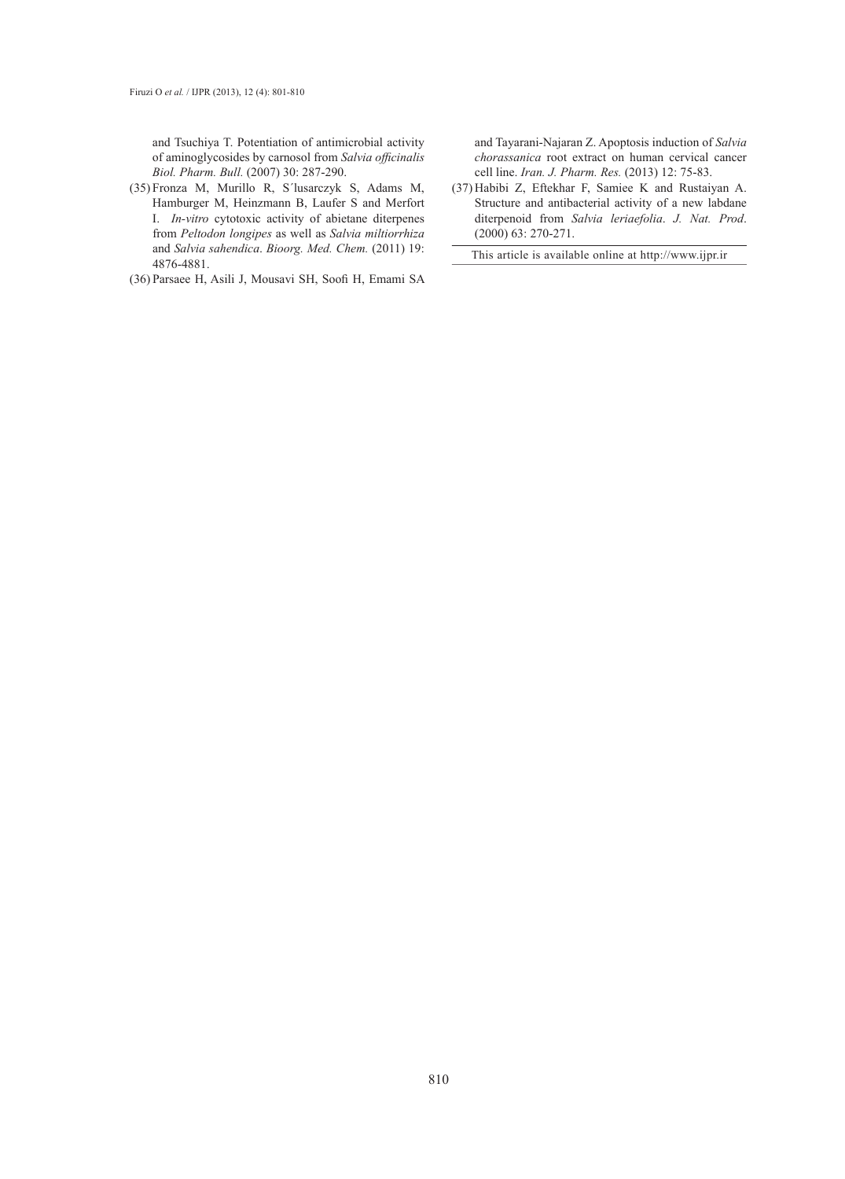and Tsuchiya T. Potentiation of antimicrobial activity of aminoglycosides by carnosol from *Salvia officinalis Biol. Pharm. Bull.* (2007) 30: 287-290.

(35) Fronza M, Murillo R, S´lusarczyk S, Adams M, Hamburger M, Heinzmann B, Laufer S and Merfort I. *In-vitro* cytotoxic activity of abietane diterpenes from *Peltodon longipes* as well as *Salvia miltiorrhiza* and *Salvia sahendica*. *Bioorg. Med. Chem.* (2011) 19: 4876-4881.

(36) Parsaee H, Asili J, Mousavi SH, Soofi H, Emami SA and Tayarani-Najaran Z. Apoptosis induction of *Salvia chorassanica* root extract on human cervical cancer cell line. *Iran. J. Pharm. Res.* (2013) 12: 75-83.

(37) Habibi Z, Eftekhar F, Samiee K and Rustaiyan A. Structure and antibacterial activity of a new labdane diterpenoid from *Salvia leriaefolia*. *J. Nat. Prod*. (2000) 63: 270-271.

This article is available online at http://www.ijpr.ir